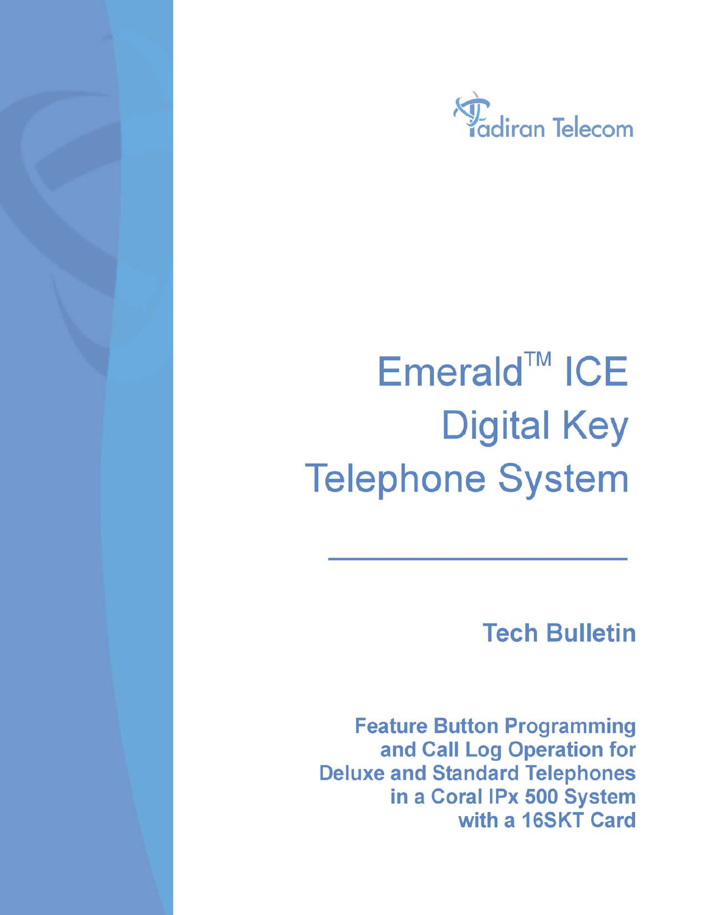Tadiran Telecom

# Emerald™ ICE Digital Key Telephone System

## Tech Bulletin

**Feature Button Programming and Call Log Operation for Deluxe and Standard Telephones in a Coral IPx 500 System with a 16SKT Card**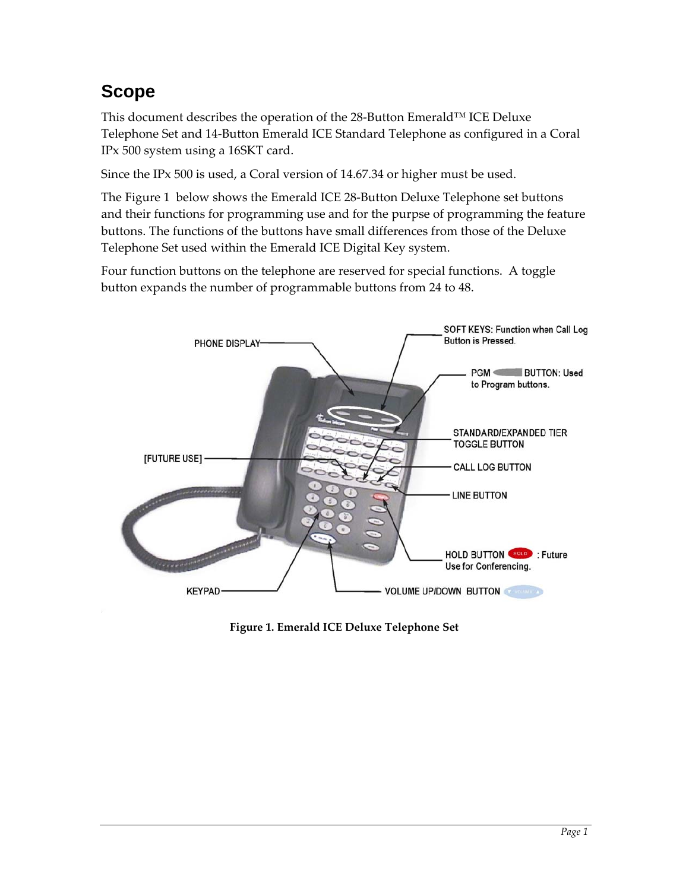## Scope

This document describes the operation of the 28-Button Emerald™ ICE Deluxe Telephone Set and 14-Button Emerald ICE Standard Telephone as configured in a Coral IPx 500 system using a 16SKT card.

Since the IPx 500 is used, a Coral version of 14.67.34 or higher must be used.

The Figure 1 below shows the Emerald ICE 28-Button Deluxe Telephone set buttons and their functions for programming use and for the purpose of programming the feature buttons. The functions of the buttons have small differences from those of the Deluxe Telephone Set used within the Emerald ICE Digital Key system.

Four function buttons on the telephone are reserved for special functions. A toggle button expands the number of programmable buttons from 24 to 48.

**Figure 1. Emerald ICE Deluxe Telephone Set**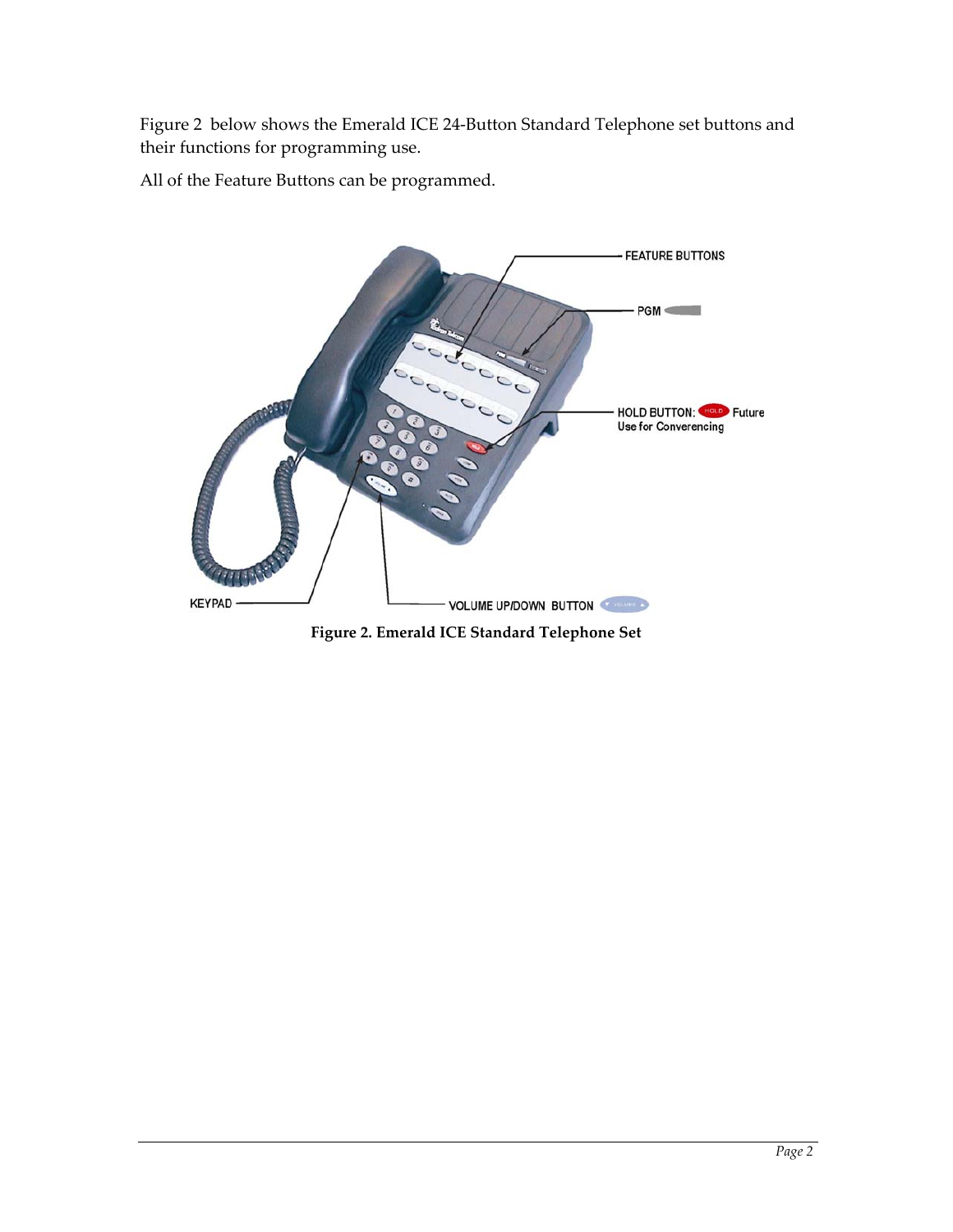Figure 2 below shows the Emerald ICE 24-Button Standard Telephone set buttons and their functions for programming use.

All of the Feature Buttons can be programmed.

FEATURE BUTTONS

PGM

HOLD BUTTON: HOLD Future Use for Converencing

KEYPAD

VOLUME UP/DOWN BUTTON

**Figure 2. Emerald ICE Standard Telephone Set**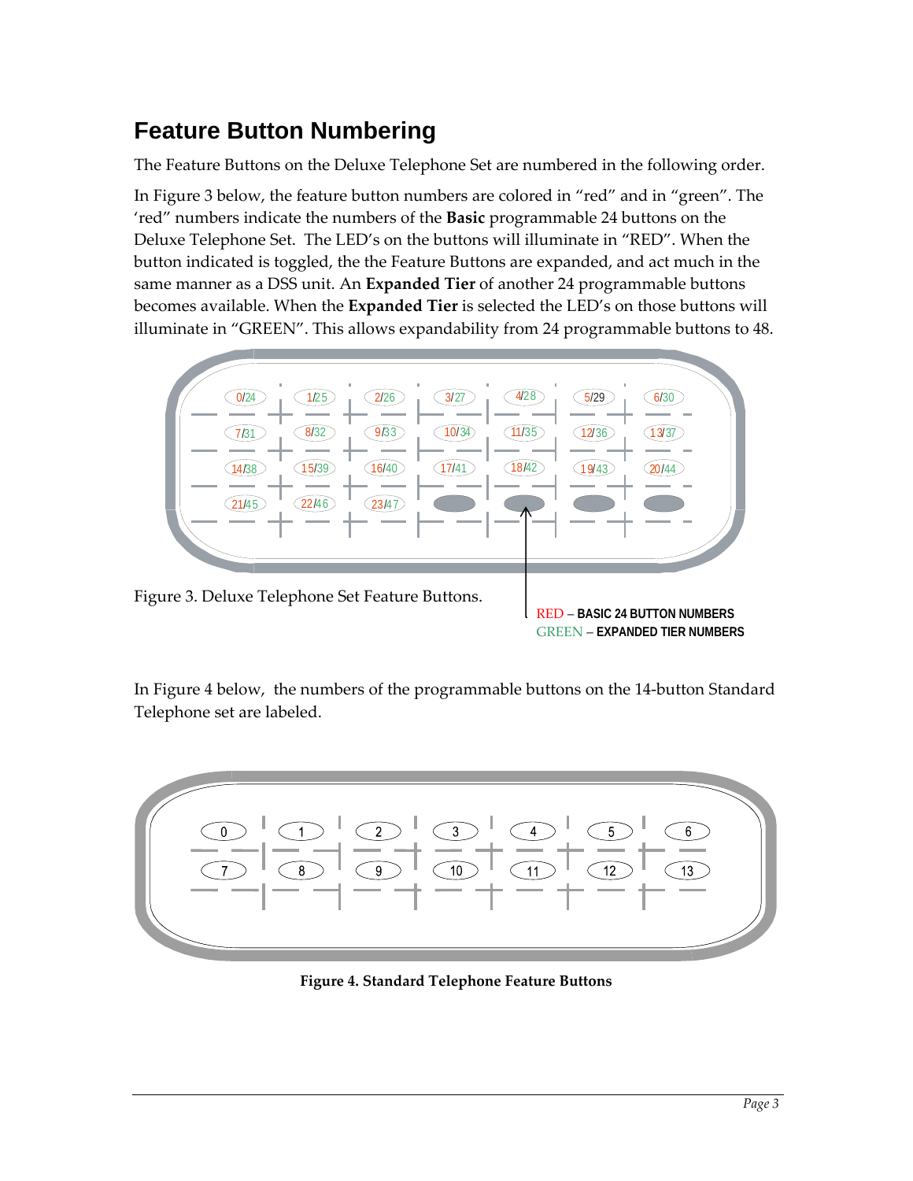# Feature Button Numbering

The Feature Buttons on the Deluxe Telephone Set are numbered in the following order.

In Figure 3 below, the feature button numbers are colored in "red" and in "green". The 'red" numbers indicate the numbers of the **Basic** programmable 24 buttons on the Deluxe Telephone Set. The LED's on the buttons will illuminate in "RED". When the button indicated is toggled, the the Feature Buttons are expanded, and act much in the same manner as a DSS unit. An **Expanded Tier** of another 24 programmable buttons becomes available. When the **Expanded Tier** is selected the LED's on those buttons will illuminate in "GREEN". This allows expandability from 24 programmable buttons to 48.

| | | | | | | |
|---|---|---|---|---|---|---|
| 0/24 | 1/25 | 2/26 | 3/27 | 4/28 | 5/29 | 6/30 |
| 7/31 | 8/32 | 9/33 | 10/34 | 11/35 | 12/36 | 13/37 |
| 14/38 | 15/39 | 16/40 | 17/41 | 18/42 | 19/43 | 20/44 |
| 21/45 | 22/46 | 23/47 | | | | |

Figure 3. Deluxe Telephone Set Feature Buttons.

RED – **BASIC 24 BUTTON NUMBERS**
GREEN – **EXPANDED TIER NUMBERS**

In Figure 4 below, the numbers of the programmable buttons on the 14-button Standard Telephone set are labeled.

| | | | | | | |
|---|---|---|---|---|---|---|
| 0 | 1 | 2 | 3 | 4 | 5 | 6 |
| 7 | 8 | 9 | 10 | 11 | 12 | 13 |

**Figure 4. Standard Telephone Feature Buttons**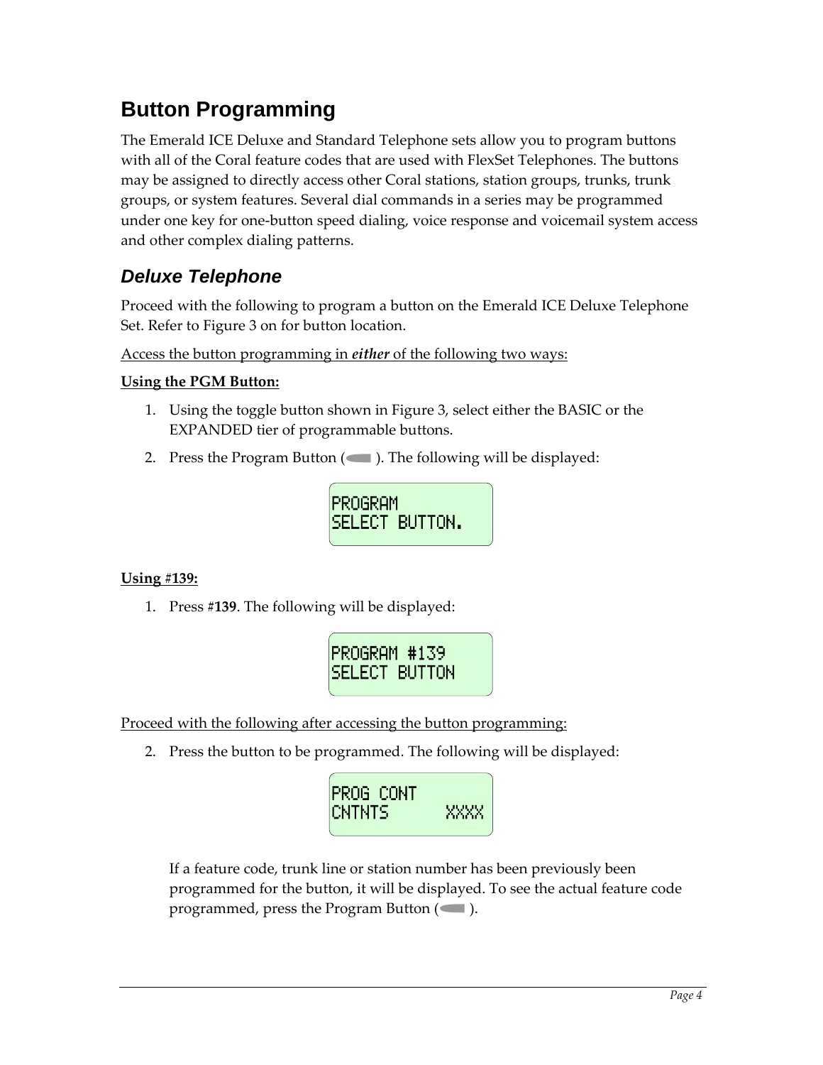# Button Programming

The Emerald ICE Deluxe and Standard Telephone sets allow you to program buttons with all of the Coral feature codes that are used with FlexSet Telephones. The buttons may be assigned to directly access other Coral stations, station groups, trunks, trunk groups, or system features. Several dial commands in a series may be programmed under one key for one-button speed dialing, voice response and voicemail system access and other complex dialing patterns.

## *Deluxe Telephone*

Proceed with the following to program a button on the Emerald ICE Deluxe Telephone Set. Refer to Figure 3 on for button location.

<u>Access the button programming in ***either*** of the following two ways:</u>

<u>**Using the PGM Button:**</u>

1. Using the toggle button shown in Figure 3, select either the BASIC or the EXPANDED tier of programmable buttons.
2. Press the Program Button ( ). The following will be displayed:

```
PROGRAM
SELECT BUTTON.
```

<u>**Using #139:**</u>

1. Press #**139**. The following will be displayed:

```
PROGRAM #139
SELECT BUTTON
```

<u>Proceed with the following after accessing the button programming:</u>

2. Press the button to be programmed. The following will be displayed:

```
PROG CONT
CNTNTS      XXXX
```

   If a feature code, trunk line or station number has been previously been programmed for the button, it will be displayed. To see the actual feature code programmed, press the Program Button ( ).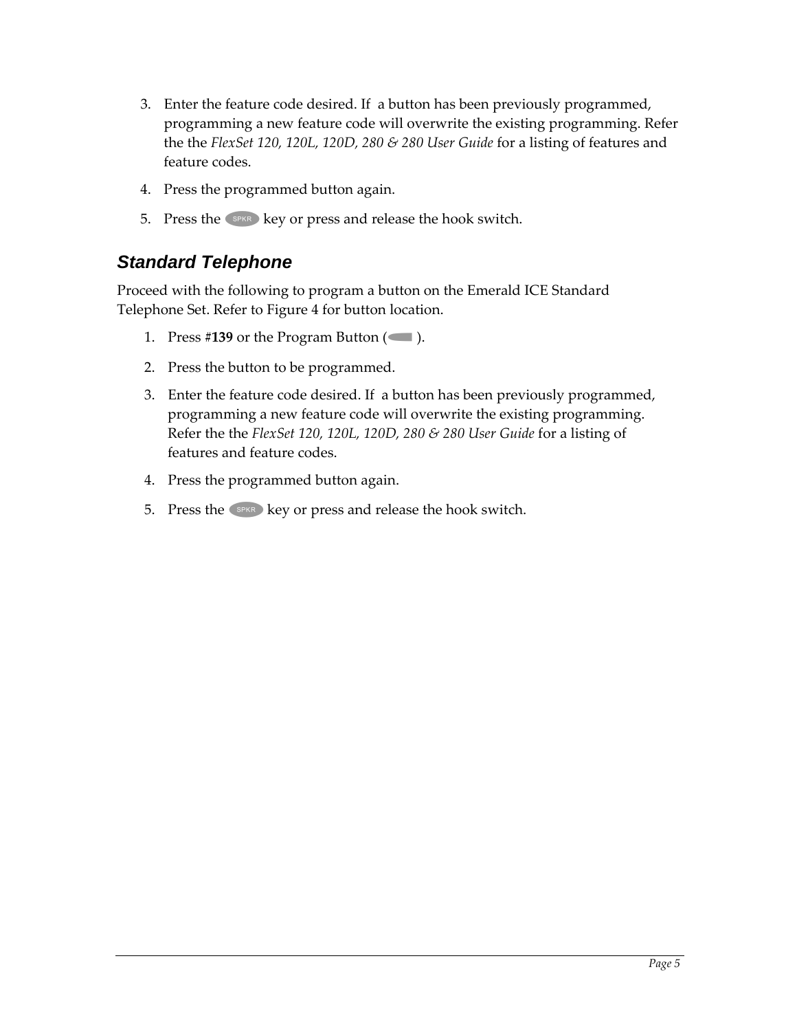3. Enter the feature code desired. If  a button has been previously programmed, programming a new feature code will overwrite the existing programming. Refer the the *FlexSet 120, 120L, 120D, 280 & 280 User Guide* for a listing of features and feature codes.
4. Press the programmed button again.
5. Press the SPKR key or press and release the hook switch.

## *Standard Telephone*

Proceed with the following to program a button on the Emerald ICE Standard Telephone Set. Refer to Figure 4 for button location.

1. Press #**139** or the Program Button ( ).
2. Press the button to be programmed.
3. Enter the feature code desired. If  a button has been previously programmed, programming a new feature code will overwrite the existing programming. Refer the the *FlexSet 120, 120L, 120D, 280 & 280 User Guide* for a listing of features and feature codes.
4. Press the programmed button again.
5. Press the SPKR key or press and release the hook switch.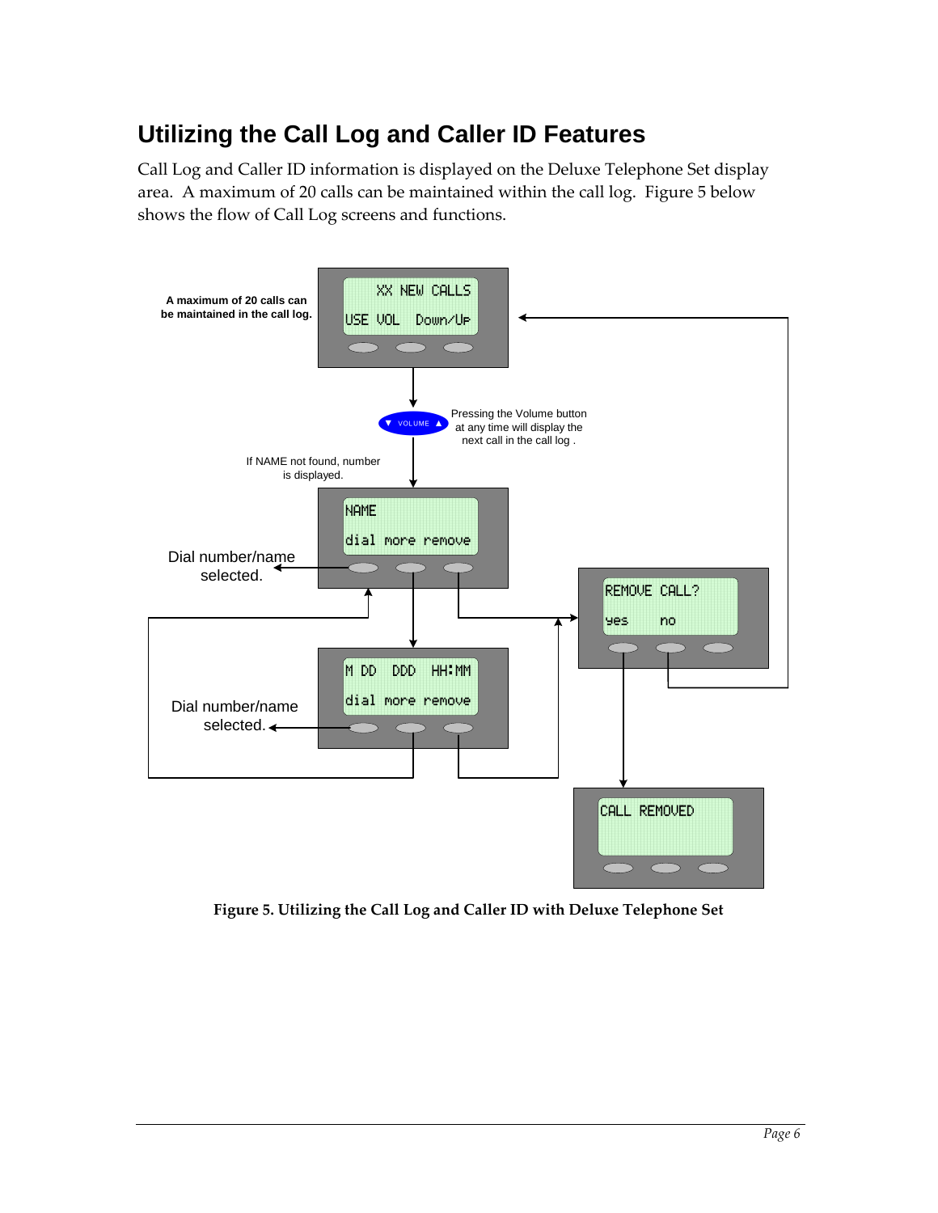# Utilizing the Call Log and Caller ID Features

Call Log and Caller ID information is displayed on the Deluxe Telephone Set display area. A maximum of 20 calls can be maintained within the call log. Figure 5 below shows the flow of Call Log screens and functions.

**A maximum of 20 calls can be maintained in the call log.**

XX NEW CALLS
USE VOL Down/Up

Pressing the Volume button at any time will display the next call in the call log .

If NAME not found, number is displayed.

NAME
dial more remove

Dial number/name selected.

REMOVE CALL?
yes no

M DD DDD HH:MM
dial more remove

Dial number/name selected.

CALL REMOVED

**Figure 5. Utilizing the Call Log and Caller ID with Deluxe Telephone Set**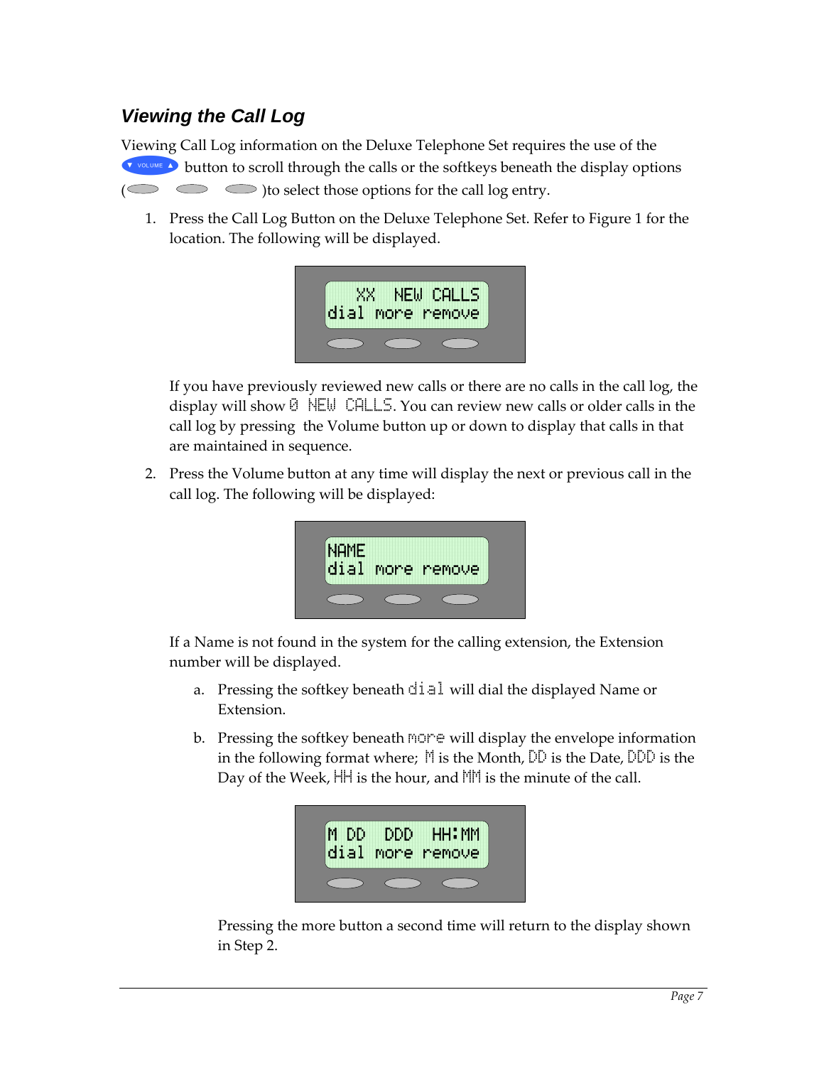### *Viewing the Call Log*

Viewing Call Log information on the Deluxe Telephone Set requires the use of the VOLUME button to scroll through the calls or the softkeys beneath the display options ( ) to select those options for the call log entry.

1. Press the Call Log Button on the Deluxe Telephone Set. Refer to Figure 1 for the location. The following will be displayed.

```
  XX  NEW CALLS
dial more remove
```

   If you have previously reviewed new calls or there are no calls in the call log, the display will show 0 NEW CALLS. You can review new calls or older calls in the call log by pressing the Volume button up or down to display that calls in that are maintained in sequence.

2. Press the Volume button at any time will display the next or previous call in the call log. The following will be displayed:

```
NAME
dial more remove
```

   If a Name is not found in the system for the calling extension, the Extension number will be displayed.

   a. Pressing the softkey beneath dial will dial the displayed Name or Extension.

   b. Pressing the softkey beneath more will display the envelope information in the following format where; M is the Month, DD is the Date, DDD is the Day of the Week, HH is the hour, and MM is the minute of the call.

```
M DD  DDD  HH:MM
dial more remove
```

   Pressing the more button a second time will return to the display shown in Step 2.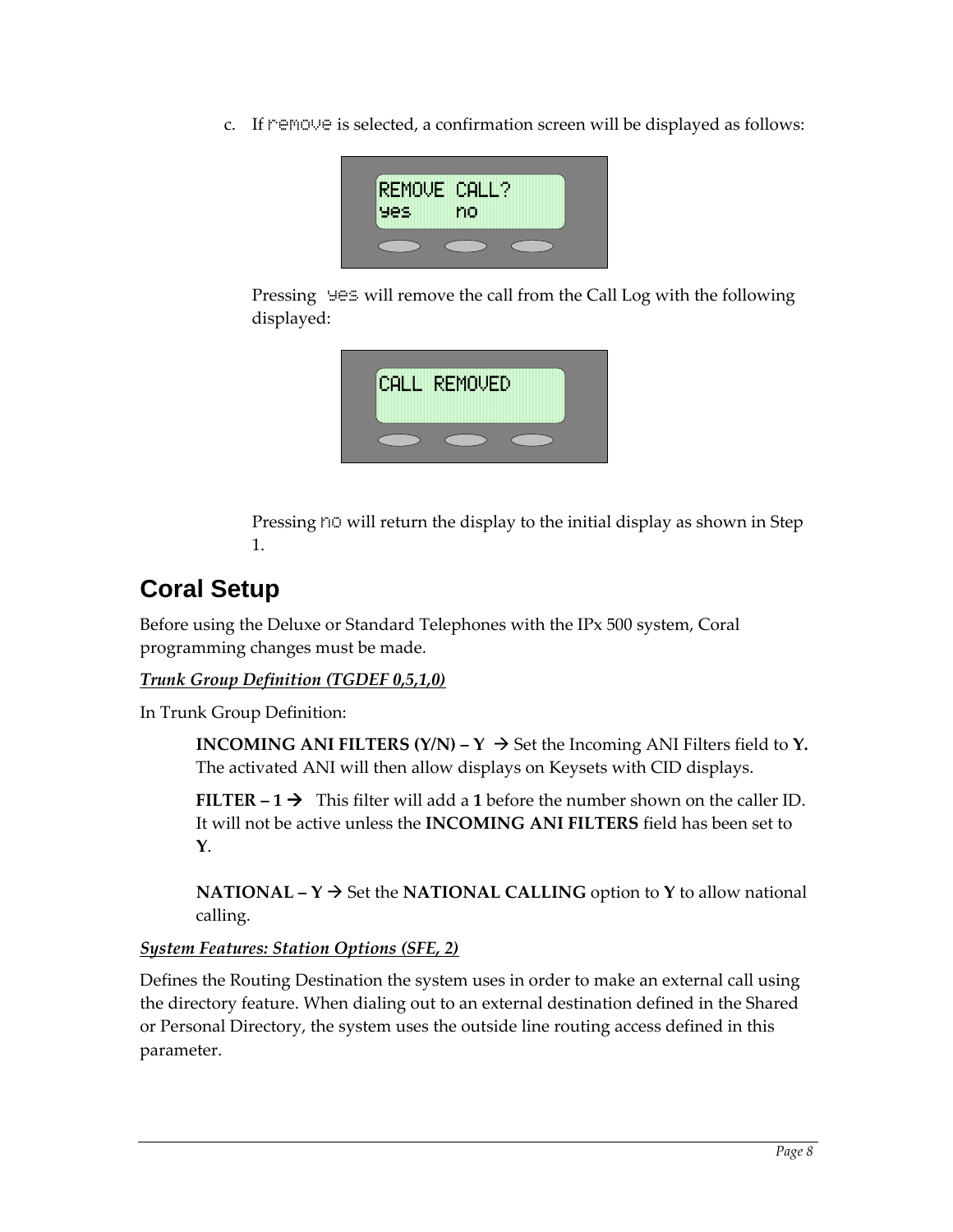c. If remove is selected, a confirmation screen will be displayed as follows:

REMOVE CALL?
yes    no

Pressing yes will remove the call from the Call Log with the following displayed:

CALL REMOVED

Pressing no will return the display to the initial display as shown in Step 1.

## Coral Setup

Before using the Deluxe or Standard Telephones with the IPx 500 system, Coral programming changes must be made.

***Trunk Group Definition (TGDEF 0,5,1,0)***

In Trunk Group Definition:

**INCOMING ANI FILTERS (Y/N) – Y** → Set the Incoming ANI Filters field to **Y.** The activated ANI will then allow displays on Keysets with CID displays.

**FILTER – 1** → This filter will add a **1** before the number shown on the caller ID. It will not be active unless the **INCOMING ANI FILTERS** field has been set to **Y**.

**NATIONAL – Y** → Set the **NATIONAL CALLING** option to **Y** to allow national calling.

***System Features: Station Options (SFE, 2)***

Defines the Routing Destination the system uses in order to make an external call using the directory feature. When dialing out to an external destination defined in the Shared or Personal Directory, the system uses the outside line routing access defined in this parameter.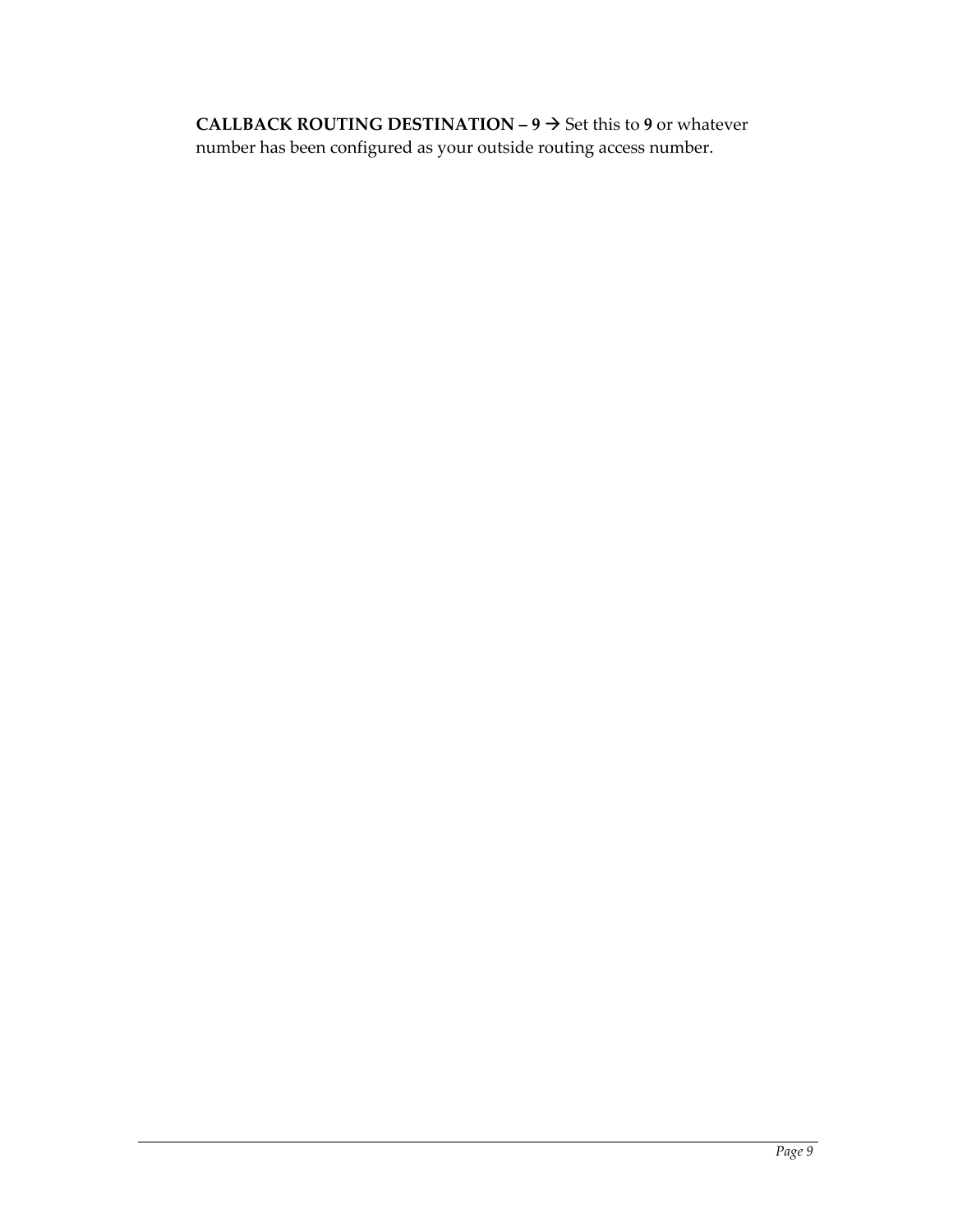**CALLBACK ROUTING DESTINATION – 9 →** Set this to **9** or whatever number has been configured as your outside routing access number.